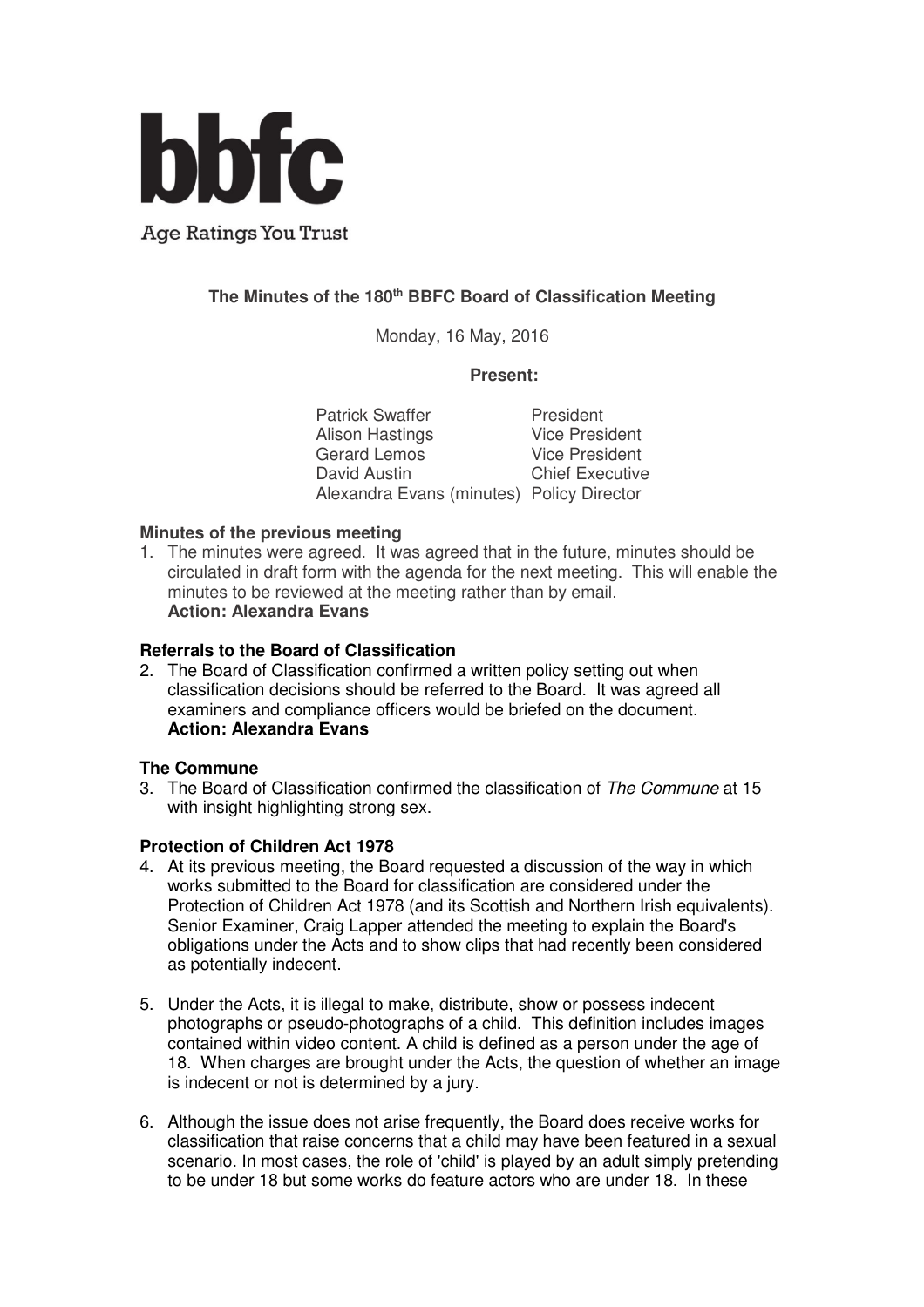bbfc

Age Ratings You Trust

**The Minutes of the 180th BBFC Board of Classification Meeting**

Monday, 16 May, 2016

**Present:**

| | |
|---|---|
| Patrick Swaffer | President |
| Alison Hastings | Vice President |
| Gerard Lemos | Vice President |
| David Austin | Chief Executive |
| Alexandra Evans (minutes) | Policy Director |

**Minutes of the previous meeting**

1. The minutes were agreed. It was agreed that in the future, minutes should be circulated in draft form with the agenda for the next meeting. This will enable the minutes to be reviewed at the meeting rather than by email.
   **Action: Alexandra Evans**

**Referrals to the Board of Classification**

2. The Board of Classification confirmed a written policy setting out when classification decisions should be referred to the Board. It was agreed all examiners and compliance officers would be briefed on the document.
   **Action: Alexandra Evans**

**The Commune**

3. The Board of Classification confirmed the classification of *The Commune* at 15 with insight highlighting strong sex.

**Protection of Children Act 1978**

4. At its previous meeting, the Board requested a discussion of the way in which works submitted to the Board for classification are considered under the Protection of Children Act 1978 (and its Scottish and Northern Irish equivalents). Senior Examiner, Craig Lapper attended the meeting to explain the Board's obligations under the Acts and to show clips that had recently been considered as potentially indecent.

5. Under the Acts, it is illegal to make, distribute, show or possess indecent photographs or pseudo-photographs of a child. This definition includes images contained within video content. A child is defined as a person under the age of 18. When charges are brought under the Acts, the question of whether an image is indecent or not is determined by a jury.

6. Although the issue does not arise frequently, the Board does receive works for classification that raise concerns that a child may have been featured in a sexual scenario. In most cases, the role of 'child' is played by an adult simply pretending to be under 18 but some works do feature actors who are under 18. In these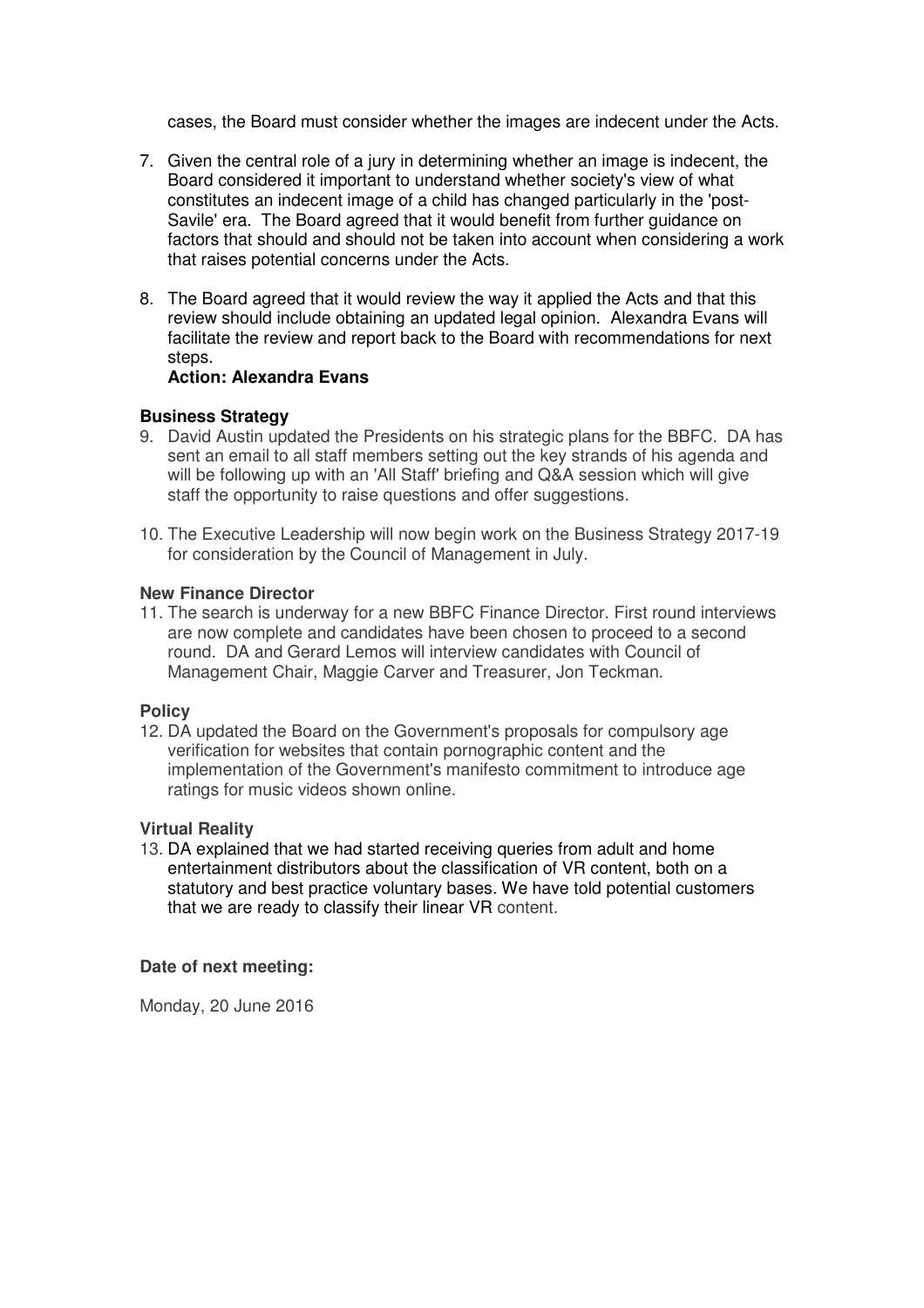cases, the Board must consider whether the images are indecent under the Acts.

7. Given the central role of a jury in determining whether an image is indecent, the Board considered it important to understand whether society's view of what constitutes an indecent image of a child has changed particularly in the 'post-Savile' era. The Board agreed that it would benefit from further guidance on factors that should and should not be taken into account when considering a work that raises potential concerns under the Acts.

8. The Board agreed that it would review the way it applied the Acts and that this review should include obtaining an updated legal opinion. Alexandra Evans will facilitate the review and report back to the Board with recommendations for next steps.
   **Action: Alexandra Evans**

**Business Strategy**

9. David Austin updated the Presidents on his strategic plans for the BBFC. DA has sent an email to all staff members setting out the key strands of his agenda and will be following up with an 'All Staff' briefing and Q&A session which will give staff the opportunity to raise questions and offer suggestions.

10. The Executive Leadership will now begin work on the Business Strategy 2017-19 for consideration by the Council of Management in July.

**New Finance Director**

11. The search is underway for a new BBFC Finance Director. First round interviews are now complete and candidates have been chosen to proceed to a second round. DA and Gerard Lemos will interview candidates with Council of Management Chair, Maggie Carver and Treasurer, Jon Teckman.

**Policy**

12. DA updated the Board on the Government's proposals for compulsory age verification for websites that contain pornographic content and the implementation of the Government's manifesto commitment to introduce age ratings for music videos shown online.

**Virtual Reality**

13. DA explained that we had started receiving queries from adult and home entertainment distributors about the classification of VR content, both on a statutory and best practice voluntary bases. We have told potential customers that we are ready to classify their linear VR content.

**Date of next meeting:**

Monday, 20 June 2016